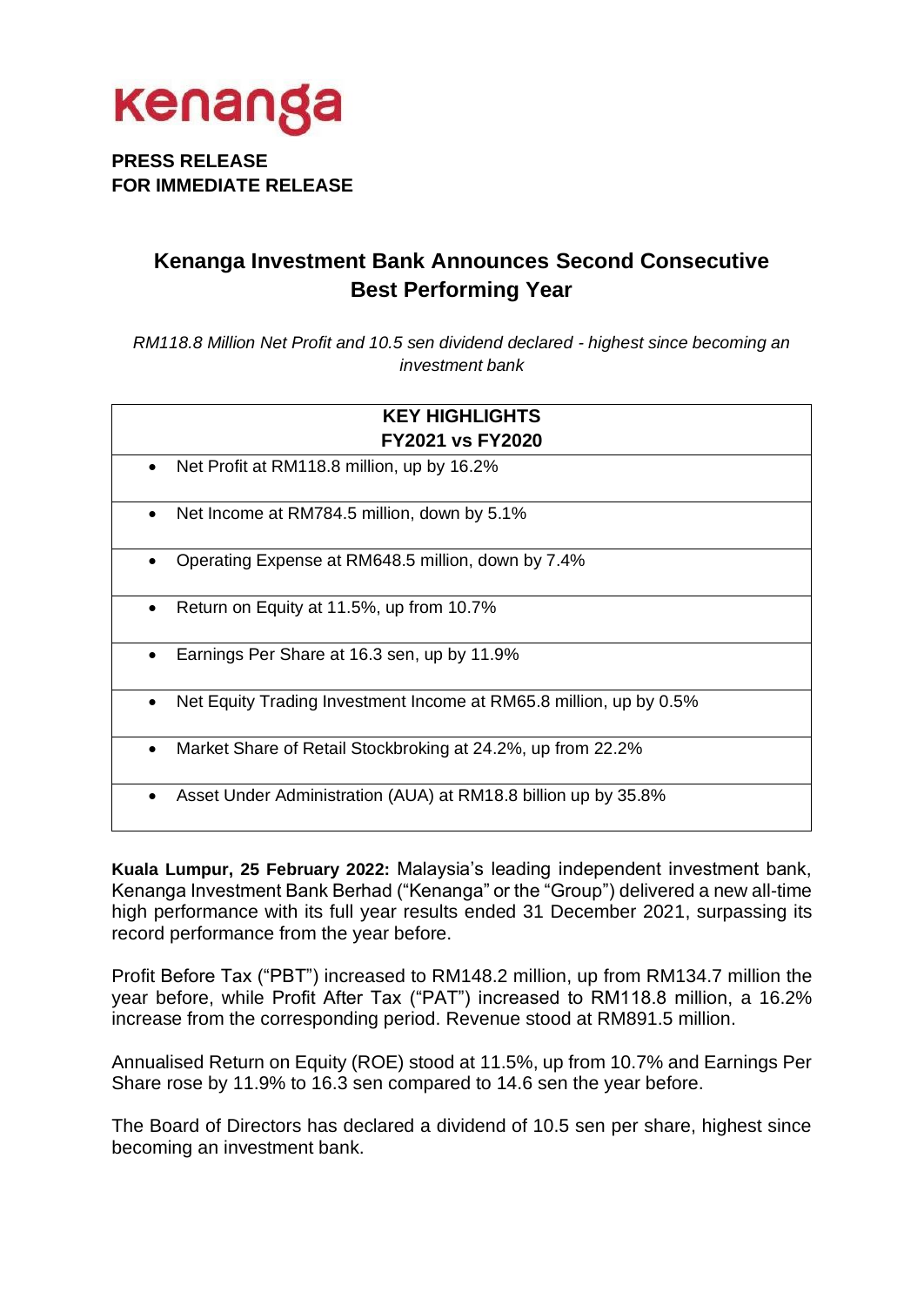kenanga

**PRESS RELEASE**
**FOR IMMEDIATE RELEASE**

# Kenanga Investment Bank Announces Second Consecutive Best Performing Year

*RM118.8 Million Net Profit and 10.5 sen dividend declared - highest since becoming an investment bank*

| KEY HIGHLIGHTS FY2021 vs FY2020 |
|---|
| • Net Profit at RM118.8 million, up by 16.2% |
| • Net Income at RM784.5 million, down by 5.1% |
| • Operating Expense at RM648.5 million, down by 7.4% |
| • Return on Equity at 11.5%, up from 10.7% |
| • Earnings Per Share at 16.3 sen, up by 11.9% |
| • Net Equity Trading Investment Income at RM65.8 million, up by 0.5% |
| • Market Share of Retail Stockbroking at 24.2%, up from 22.2% |
| • Asset Under Administration (AUA) at RM18.8 billion up by 35.8% |

**Kuala Lumpur, 25 February 2022:** Malaysia's leading independent investment bank, Kenanga Investment Bank Berhad ("Kenanga" or the "Group") delivered a new all-time high performance with its full year results ended 31 December 2021, surpassing its record performance from the year before.

Profit Before Tax ("PBT") increased to RM148.2 million, up from RM134.7 million the year before, while Profit After Tax ("PAT") increased to RM118.8 million, a 16.2% increase from the corresponding period. Revenue stood at RM891.5 million.

Annualised Return on Equity (ROE) stood at 11.5%, up from 10.7% and Earnings Per Share rose by 11.9% to 16.3 sen compared to 14.6 sen the year before.

The Board of Directors has declared a dividend of 10.5 sen per share, highest since becoming an investment bank.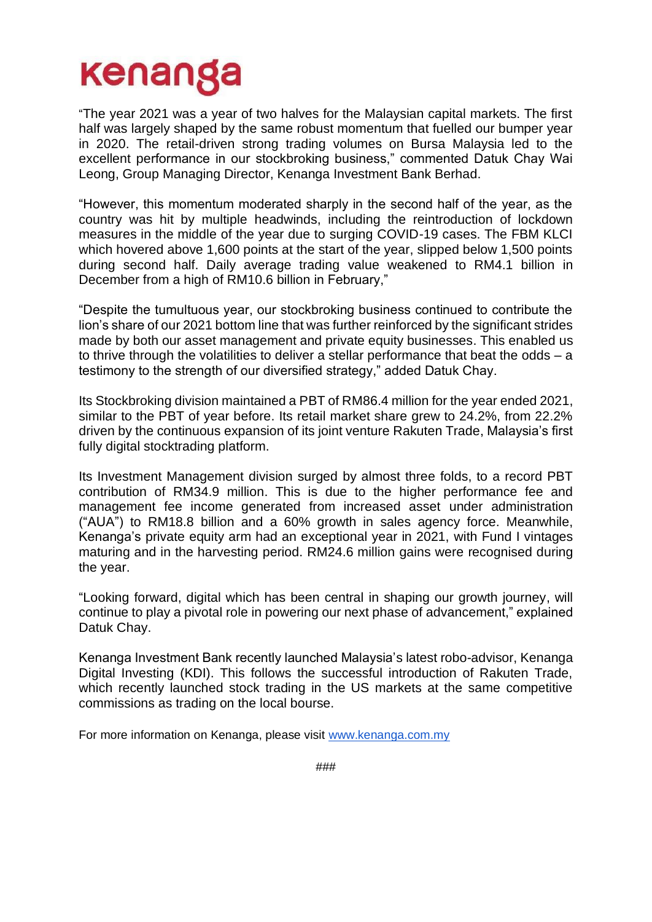"The year 2021 was a year of two halves for the Malaysian capital markets. The first half was largely shaped by the same robust momentum that fuelled our bumper year in 2020. The retail-driven strong trading volumes on Bursa Malaysia led to the excellent performance in our stockbroking business," commented Datuk Chay Wai Leong, Group Managing Director, Kenanga Investment Bank Berhad.

"However, this momentum moderated sharply in the second half of the year, as the country was hit by multiple headwinds, including the reintroduction of lockdown measures in the middle of the year due to surging COVID-19 cases. The FBM KLCI which hovered above 1,600 points at the start of the year, slipped below 1,500 points during second half. Daily average trading value weakened to RM4.1 billion in December from a high of RM10.6 billion in February,"

"Despite the tumultuous year, our stockbroking business continued to contribute the lion's share of our 2021 bottom line that was further reinforced by the significant strides made by both our asset management and private equity businesses. This enabled us to thrive through the volatilities to deliver a stellar performance that beat the odds – a testimony to the strength of our diversified strategy," added Datuk Chay.

Its Stockbroking division maintained a PBT of RM86.4 million for the year ended 2021, similar to the PBT of year before. Its retail market share grew to 24.2%, from 22.2% driven by the continuous expansion of its joint venture Rakuten Trade, Malaysia's first fully digital stocktrading platform.

Its Investment Management division surged by almost three folds, to a record PBT contribution of RM34.9 million. This is due to the higher performance fee and management fee income generated from increased asset under administration ("AUA") to RM18.8 billion and a 60% growth in sales agency force. Meanwhile, Kenanga's private equity arm had an exceptional year in 2021, with Fund I vintages maturing and in the harvesting period. RM24.6 million gains were recognised during the year.

"Looking forward, digital which has been central in shaping our growth journey, will continue to play a pivotal role in powering our next phase of advancement," explained Datuk Chay.

Kenanga Investment Bank recently launched Malaysia's latest robo-advisor, Kenanga Digital Investing (KDI). This follows the successful introduction of Rakuten Trade, which recently launched stock trading in the US markets at the same competitive commissions as trading on the local bourse.

For more information on Kenanga, please visit www.kenanga.com.my

###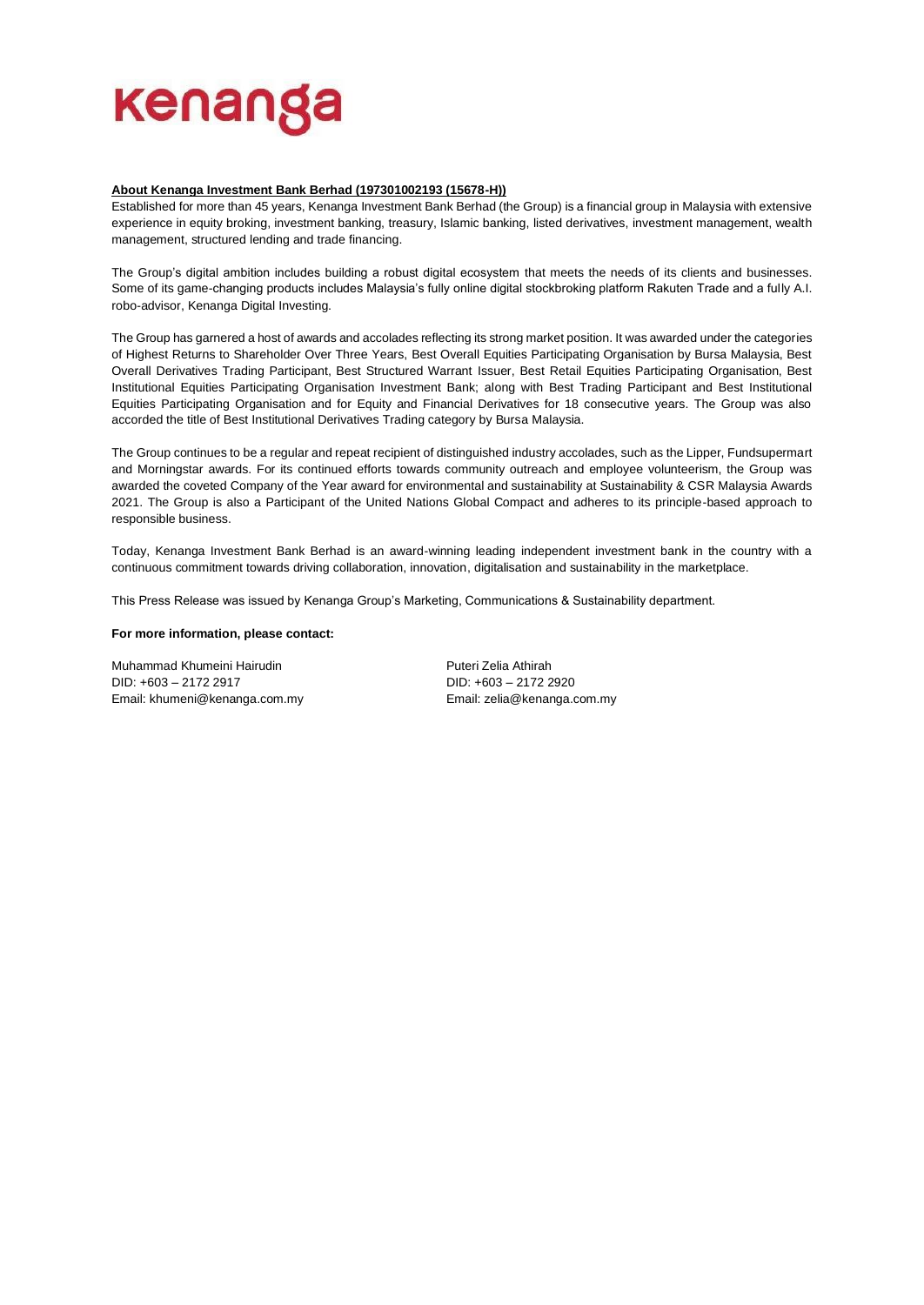kenanga

**About Kenanga Investment Bank Berhad (197301002193 (15678-H))**

Established for more than 45 years, Kenanga Investment Bank Berhad (the Group) is a financial group in Malaysia with extensive experience in equity broking, investment banking, treasury, Islamic banking, listed derivatives, investment management, wealth management, structured lending and trade financing.

The Group's digital ambition includes building a robust digital ecosystem that meets the needs of its clients and businesses. Some of its game-changing products includes Malaysia's fully online digital stockbroking platform Rakuten Trade and a fully A.I. robo-advisor, Kenanga Digital Investing.

The Group has garnered a host of awards and accolades reflecting its strong market position. It was awarded under the categories of Highest Returns to Shareholder Over Three Years, Best Overall Equities Participating Organisation by Bursa Malaysia, Best Overall Derivatives Trading Participant, Best Structured Warrant Issuer, Best Retail Equities Participating Organisation, Best Institutional Equities Participating Organisation Investment Bank; along with Best Trading Participant and Best Institutional Equities Participating Organisation and for Equity and Financial Derivatives for 18 consecutive years. The Group was also accorded the title of Best Institutional Derivatives Trading category by Bursa Malaysia.

The Group continues to be a regular and repeat recipient of distinguished industry accolades, such as the Lipper, Fundsupermart and Morningstar awards. For its continued efforts towards community outreach and employee volunteerism, the Group was awarded the coveted Company of the Year award for environmental and sustainability at Sustainability & CSR Malaysia Awards 2021. The Group is also a Participant of the United Nations Global Compact and adheres to its principle-based approach to responsible business.

Today, Kenanga Investment Bank Berhad is an award-winning leading independent investment bank in the country with a continuous commitment towards driving collaboration, innovation, digitalisation and sustainability in the marketplace.

This Press Release was issued by Kenanga Group's Marketing, Communications & Sustainability department.

**For more information, please contact:**

Muhammad Khumeini Hairudin
DID: +603 – 2172 2917
Email: khumeni@kenanga.com.my

Puteri Zelia Athirah
DID: +603 – 2172 2920
Email: zelia@kenanga.com.my